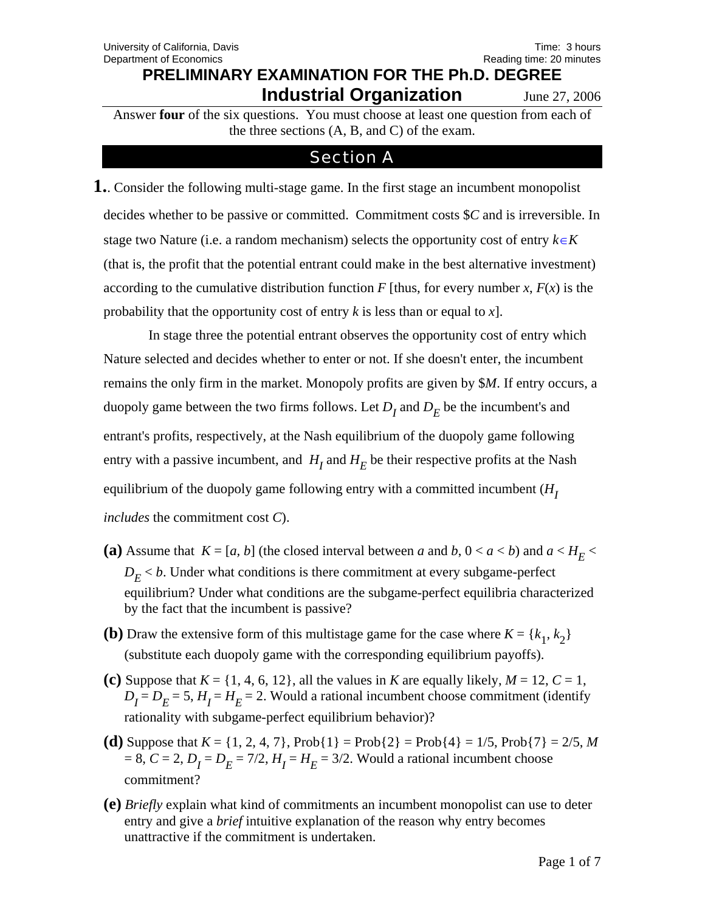University of California, Davis
Department of Economics

Time: 3 hours
Reading time: 20 minutes

# PRELIMINARY EXAMINATION FOR THE Ph.D. DEGREE

## Industrial Organization

June 27, 2006

Answer **four** of the six questions. You must choose at least one question from each of the three sections (A, B, and C) of the exam.

## Section A

**1.** . Consider the following multi-stage game. In the first stage an incumbent monopolist decides whether to be passive or committed. Commitment costs \$$C$ and is irreversible. In stage two Nature (i.e. a random mechanism) selects the opportunity cost of entry $k \in K$ (that is, the profit that the potential entrant could make in the best alternative investment) according to the cumulative distribution function $F$ [thus, for every number $x$, $F(x)$ is the probability that the opportunity cost of entry $k$ is less than or equal to $x$].

In stage three the potential entrant observes the opportunity cost of entry which Nature selected and decides whether to enter or not. If she doesn't enter, the incumbent remains the only firm in the market. Monopoly profits are given by \$$M$. If entry occurs, a duopoly game between the two firms follows. Let $D_I$ and $D_E$ be the incumbent's and entrant's profits, respectively, at the Nash equilibrium of the duopoly game following entry with a passive incumbent, and $H_I$ and $H_E$ be their respective profits at the Nash equilibrium of the duopoly game following entry with a committed incumbent ($H_I$ *includes* the commitment cost $C$).

**(a)** Assume that $K = [a, b]$ (the closed interval between $a$ and $b$, $0 < a < b$) and $a < H_E < D_E < b$. Under what conditions is there commitment at every subgame-perfect equilibrium? Under what conditions are the subgame-perfect equilibria characterized by the fact that the incumbent is passive?

**(b)** Draw the extensive form of this multistage game for the case where $K = \{k_1, k_2\}$ (substitute each duopoly game with the corresponding equilibrium payoffs).

**(c)** Suppose that $K = \{1, 4, 6, 12\}$, all the values in $K$ are equally likely, $M = 12$, $C = 1$, $D_I = D_E = 5$, $H_I = H_E = 2$. Would a rational incumbent choose commitment (identify rationality with subgame-perfect equilibrium behavior)?

**(d)** Suppose that $K = \{1, 2, 4, 7\}$, Prob{1} = Prob{2} = Prob{4} = 1/5, Prob{7} = 2/5, $M = 8$, $C = 2$, $D_I = D_E = 7/2$, $H_I = H_E = 3/2$. Would a rational incumbent choose commitment?

**(e)** *Briefly* explain what kind of commitments an incumbent monopolist can use to deter entry and give a *brief* intuitive explanation of the reason why entry becomes unattractive if the commitment is undertaken.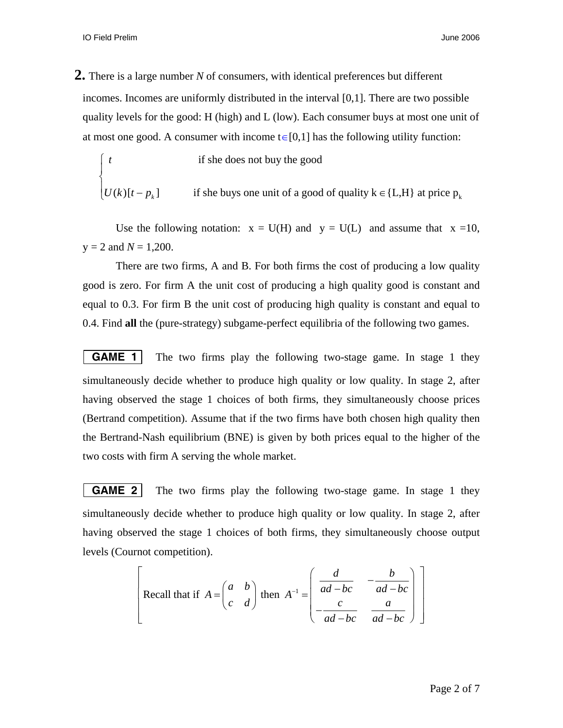**2.** There is a large number $N$ of consumers, with identical preferences but different incomes. Incomes are uniformly distributed in the interval [0,1]. There are two possible quality levels for the good: H (high) and L (low). Each consumer buys at most one unit of at most one good. A consumer with income $t \in [0,1]$ has the following utility function:

$$
\begin{cases} t & \text{if she does not buy the good} \\ U(k)[t - p_k] & \text{if she buys one unit of a good of quality } k \in \{L,H\} \text{ at price } p_k \end{cases}
$$

Use the following notation: $x = U(H)$ and $y = U(L)$ and assume that $x = 10$, $y = 2$ and $N = 1{,}200$.

There are two firms, A and B. For both firms the cost of producing a low quality good is zero. For firm A the unit cost of producing a high quality good is constant and equal to 0.3. For firm B the unit cost of producing high quality is constant and equal to 0.4. Find **all** the (pure-strategy) subgame-perfect equilibria of the following two games.

**GAME 1** The two firms play the following two-stage game. In stage 1 they simultaneously decide whether to produce high quality or low quality. In stage 2, after having observed the stage 1 choices of both firms, they simultaneously choose prices (Bertrand competition). Assume that if the two firms have both chosen high quality then the Bertrand-Nash equilibrium (BNE) is given by both prices equal to the higher of the two costs with firm A serving the whole market.

**GAME 2** The two firms play the following two-stage game. In stage 1 they simultaneously decide whether to produce high quality or low quality. In stage 2, after having observed the stage 1 choices of both firms, they simultaneously choose output levels (Cournot competition).

$$
\left[ \text{Recall that if } A = \begin{pmatrix} a & b \\ c & d \end{pmatrix} \text{ then } A^{-1} = \begin{pmatrix} \dfrac{d}{ad-bc} & -\dfrac{b}{ad-bc} \\ -\dfrac{c}{ad-bc} & \dfrac{a}{ad-bc} \end{pmatrix} \right]
$$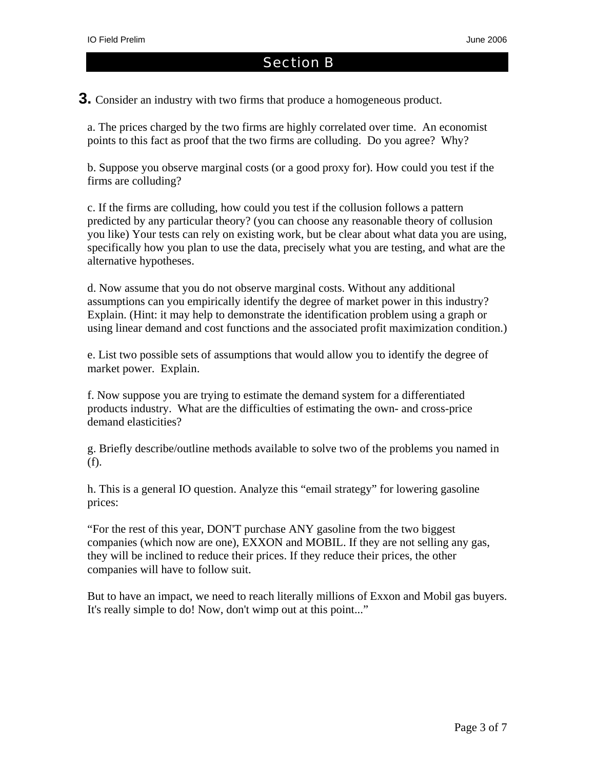## Section B

**3.** Consider an industry with two firms that produce a homogeneous product.

a. The prices charged by the two firms are highly correlated over time. An economist points to this fact as proof that the two firms are colluding. Do you agree? Why?

b. Suppose you observe marginal costs (or a good proxy for). How could you test if the firms are colluding?

c. If the firms are colluding, how could you test if the collusion follows a pattern predicted by any particular theory? (you can choose any reasonable theory of collusion you like) Your tests can rely on existing work, but be clear about what data you are using, specifically how you plan to use the data, precisely what you are testing, and what are the alternative hypotheses.

d. Now assume that you do not observe marginal costs. Without any additional assumptions can you empirically identify the degree of market power in this industry? Explain. (Hint: it may help to demonstrate the identification problem using a graph or using linear demand and cost functions and the associated profit maximization condition.)

e. List two possible sets of assumptions that would allow you to identify the degree of market power. Explain.

f. Now suppose you are trying to estimate the demand system for a differentiated products industry. What are the difficulties of estimating the own- and cross-price demand elasticities?

g. Briefly describe/outline methods available to solve two of the problems you named in (f).

h. This is a general IO question. Analyze this "email strategy" for lowering gasoline prices:

"For the rest of this year, DON'T purchase ANY gasoline from the two biggest companies (which now are one), EXXON and MOBIL. If they are not selling any gas, they will be inclined to reduce their prices. If they reduce their prices, the other companies will have to follow suit.

But to have an impact, we need to reach literally millions of Exxon and Mobil gas buyers. It's really simple to do! Now, don't wimp out at this point..."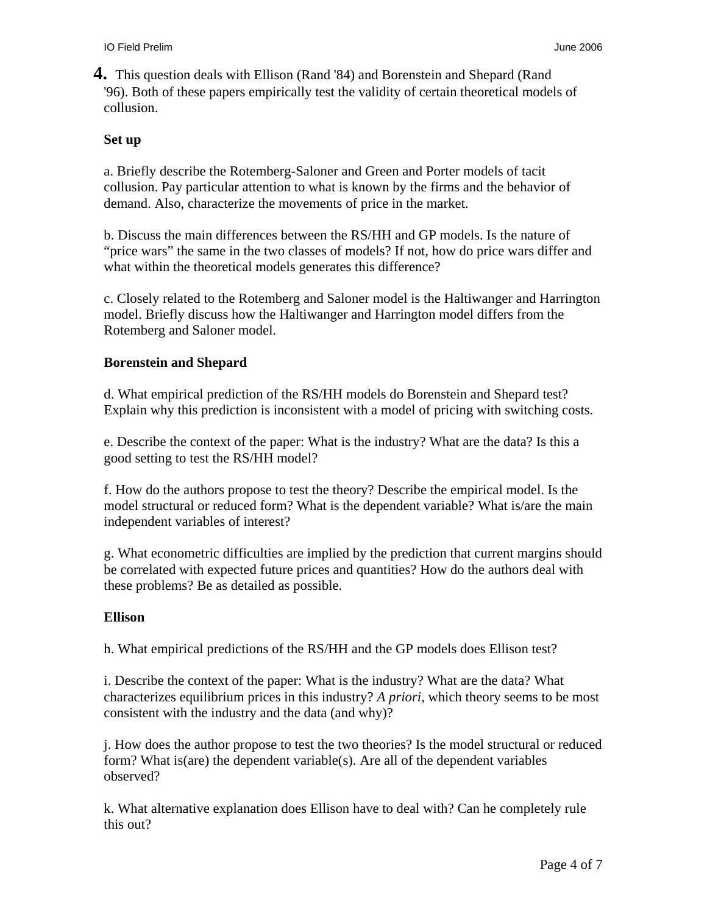**4.** This question deals with Ellison (Rand '84) and Borenstein and Shepard (Rand '96). Both of these papers empirically test the validity of certain theoretical models of collusion.

**Set up**

a. Briefly describe the Rotemberg-Saloner and Green and Porter models of tacit collusion. Pay particular attention to what is known by the firms and the behavior of demand. Also, characterize the movements of price in the market.

b. Discuss the main differences between the RS/HH and GP models. Is the nature of "price wars" the same in the two classes of models? If not, how do price wars differ and what within the theoretical models generates this difference?

c. Closely related to the Rotemberg and Saloner model is the Haltiwanger and Harrington model. Briefly discuss how the Haltiwanger and Harrington model differs from the Rotemberg and Saloner model.

**Borenstein and Shepard**

d. What empirical prediction of the RS/HH models do Borenstein and Shepard test? Explain why this prediction is inconsistent with a model of pricing with switching costs.

e. Describe the context of the paper: What is the industry? What are the data? Is this a good setting to test the RS/HH model?

f. How do the authors propose to test the theory? Describe the empirical model. Is the model structural or reduced form? What is the dependent variable? What is/are the main independent variables of interest?

g. What econometric difficulties are implied by the prediction that current margins should be correlated with expected future prices and quantities? How do the authors deal with these problems? Be as detailed as possible.

**Ellison**

h. What empirical predictions of the RS/HH and the GP models does Ellison test?

i. Describe the context of the paper: What is the industry? What are the data? What characterizes equilibrium prices in this industry? *A priori*, which theory seems to be most consistent with the industry and the data (and why)?

j. How does the author propose to test the two theories? Is the model structural or reduced form? What is(are) the dependent variable(s). Are all of the dependent variables observed?

k. What alternative explanation does Ellison have to deal with? Can he completely rule this out?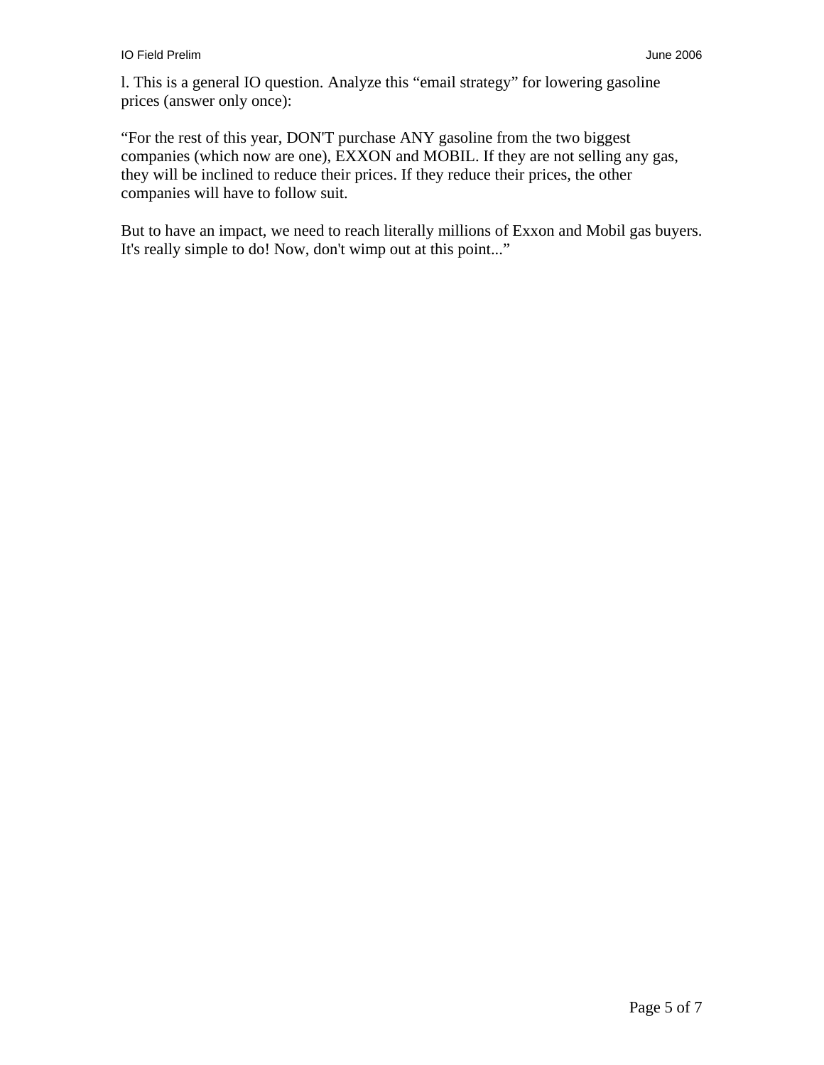l. This is a general IO question. Analyze this "email strategy" for lowering gasoline prices (answer only once):

"For the rest of this year, DON'T purchase ANY gasoline from the two biggest companies (which now are one), EXXON and MOBIL. If they are not selling any gas, they will be inclined to reduce their prices. If they reduce their prices, the other companies will have to follow suit.

But to have an impact, we need to reach literally millions of Exxon and Mobil gas buyers. It's really simple to do! Now, don't wimp out at this point..."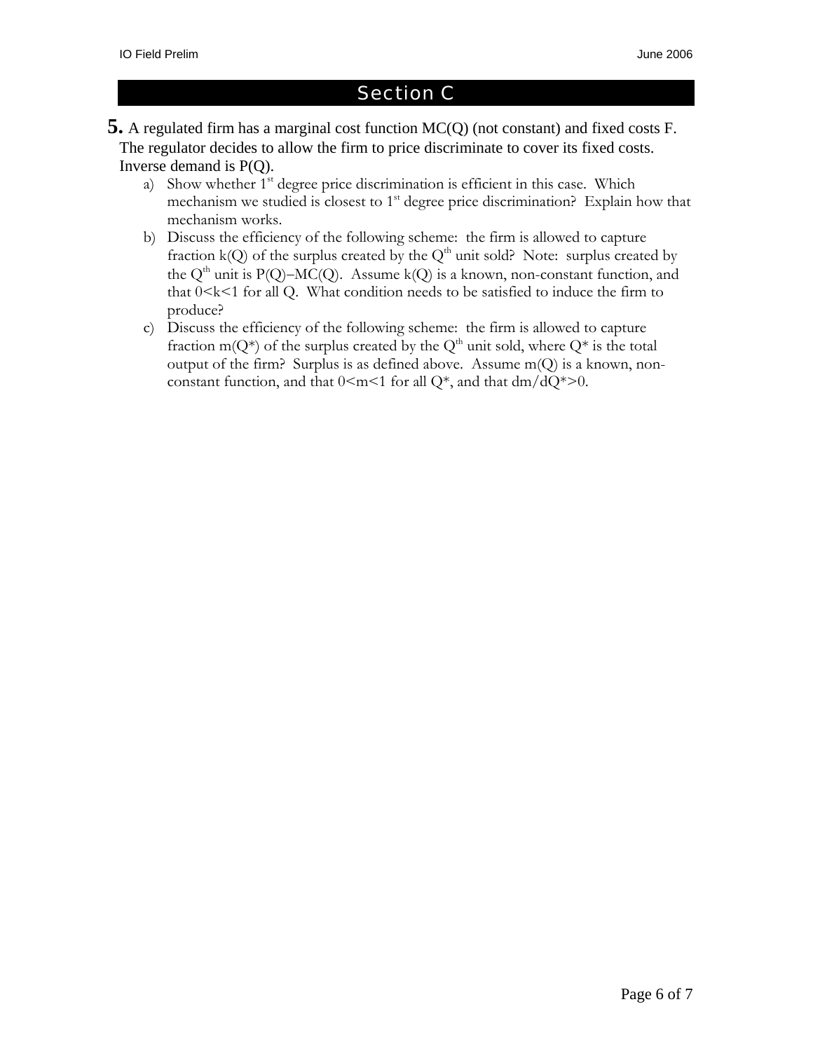## Section C

**5.** A regulated firm has a marginal cost function MC(Q) (not constant) and fixed costs F. The regulator decides to allow the firm to price discriminate to cover its fixed costs. Inverse demand is P(Q).

a) Show whether 1st degree price discrimination is efficient in this case. Which mechanism we studied is closest to 1st degree price discrimination? Explain how that mechanism works.

b) Discuss the efficiency of the following scheme: the firm is allowed to capture fraction $k(Q)$ of the surplus created by the $Q^{th}$ unit sold? Note: surplus created by the $Q^{th}$ unit is $P(Q)-MC(Q)$. Assume $k(Q)$ is a known, non-constant function, and that $0<k<1$ for all Q. What condition needs to be satisfied to induce the firm to produce?

c) Discuss the efficiency of the following scheme: the firm is allowed to capture fraction $m(Q^*)$ of the surplus created by the $Q^{th}$ unit sold, where $Q^*$ is the total output of the firm? Surplus is as defined above. Assume $m(Q)$ is a known, non-constant function, and that $0<m<1$ for all $Q^*$, and that $dm/dQ^*>0$.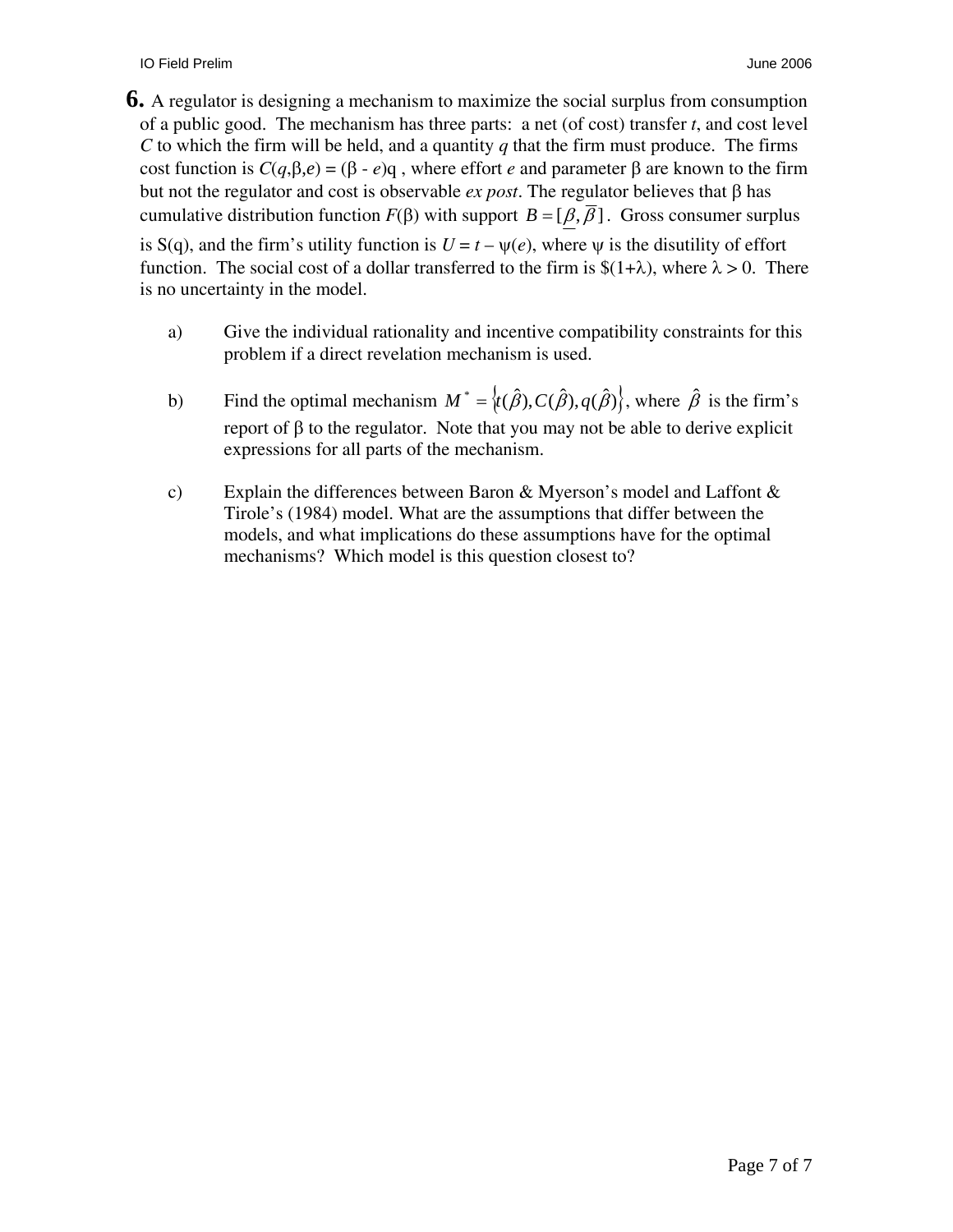**6.** A regulator is designing a mechanism to maximize the social surplus from consumption of a public good. The mechanism has three parts: a net (of cost) transfer $t$, and cost level $C$ to which the firm will be held, and a quantity $q$ that the firm must produce. The firms cost function is $C(q,\beta,e) = (\beta - e)q$ , where effort $e$ and parameter $\beta$ are known to the firm but not the regulator and cost is observable *ex post*. The regulator believes that $\beta$ has cumulative distribution function $F(\beta)$ with support $B = [\underline{\beta}, \overline{\beta}]$. Gross consumer surplus is S(q), and the firm's utility function is $U = t - \psi(e)$, where $\psi$ is the disutility of effort function. The social cost of a dollar transferred to the firm is \$$(1+\lambda)$, where $\lambda > 0$. There is no uncertainty in the model.

a) Give the individual rationality and incentive compatibility constraints for this problem if a direct revelation mechanism is used.

b) Find the optimal mechanism $M^* = \{t(\hat{\beta}), C(\hat{\beta}), q(\hat{\beta})\}$, where $\hat{\beta}$ is the firm's report of $\beta$ to the regulator. Note that you may not be able to derive explicit expressions for all parts of the mechanism.

c) Explain the differences between Baron & Myerson's model and Laffont & Tirole's (1984) model. What are the assumptions that differ between the models, and what implications do these assumptions have for the optimal mechanisms? Which model is this question closest to?